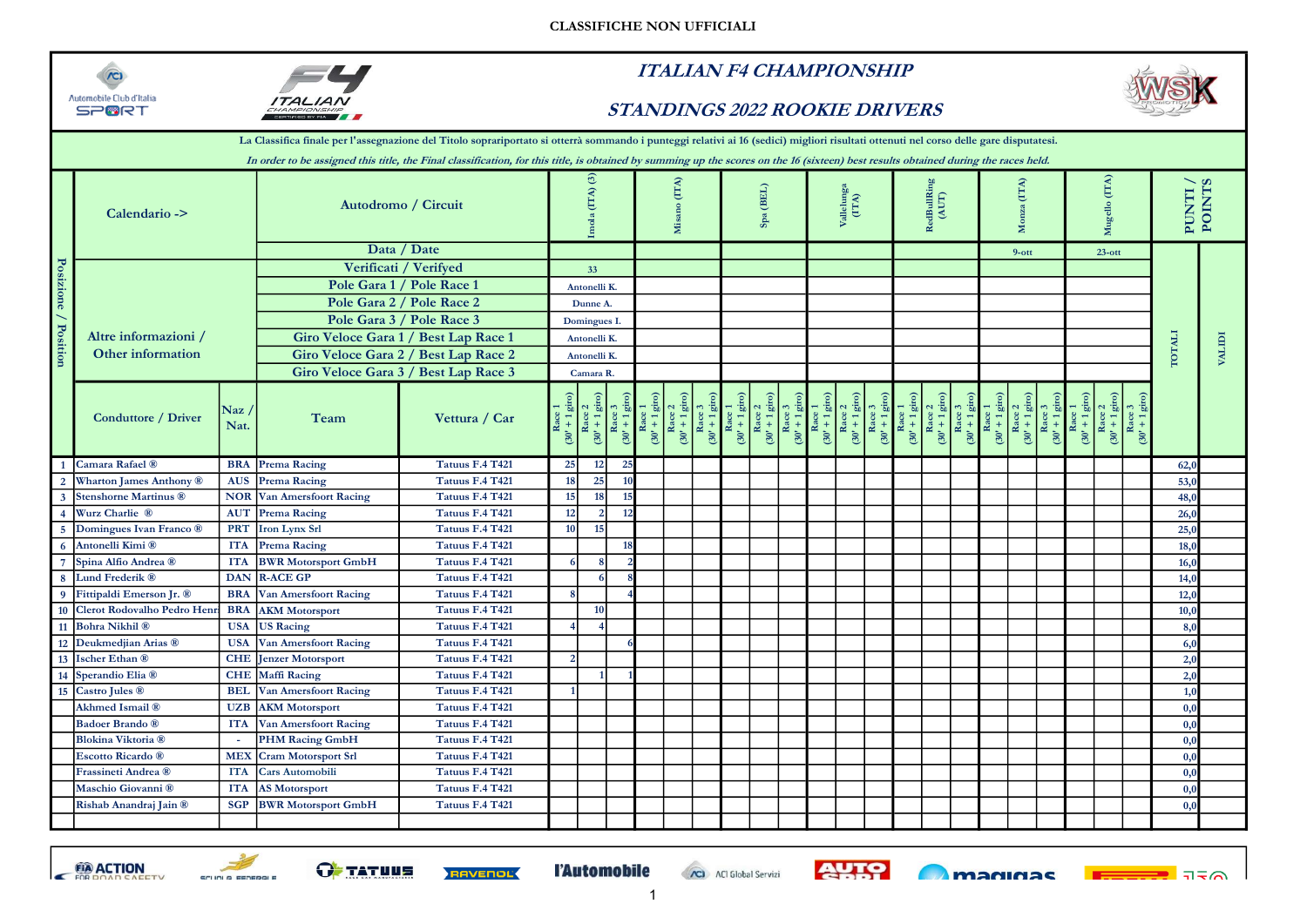CLASSIFICHE NON UFFICIALI

# ITALIAN F4 CHAMPIONSHIP

## STANDINGS 2022 ROOKIE DRIVERS

**La Classifica finale per l'assegnazione del Titolo sopraripportato si otterrà sommando i punteggi relativi ai 16 (sedici) migliori risultati ottenuti nel corso delle gare disputatesi.**

*In order to be assigned this title, the Final classification, for this title, is obtained by summing up the scores on the 16 (sixteen) best results obtained during the races held.*

| Calendario -> | Autodromo / Circuit | Imola (ITA) (3) | Misano (ITA) | Spa (BEL) | Vallelunga (ITA) | RedBullRing (AUT) | Monza (ITA) | Mugello (ITA) |
|---|---|---|---|---|---|---|---|---|
| | Data / Date | | | | | | 9-ott | 23-ott |
| Altre informazioni / Other information | Verificati / Verifyed | 33 | | | | | | |
| | Pole Gara 1 / Pole Race 1 | Antonelli K. | | | | | | |
| | Pole Gara 2 / Pole Race 2 | Dunne A. | | | | | | |
| | Pole Gara 3 / Pole Race 3 | Domingues I. | | | | | | |
| | Giro Veloce Gara 1 / Best Lap Race 1 | Antonelli K. | | | | | | |
| | Giro Veloce Gara 2 / Best Lap Race 2 | Antonelli K. | | | | | | |
| | Giro Veloce Gara 3 / Best Lap Race 3 | Camara R. | | | | | | |

| Posizione / Position | Conduttore / Driver | Naz / Nat. | Team | Vettura / Car | Imola Race 1 (30' + 1 giro) | Imola Race 2 (30' + 1 giro) | Imola Race 3 (30' + 1 giro) | Misano Race 1 (30' + 1 giro) | Misano Race 2 (30' + 1 giro) | Misano Race 3 (30' + 1 giro) | Spa Race 1 (30' + 1 giro) | Spa Race 2 (30' + 1 giro) | Spa Race 3 (30' + 1 giro) | Vallelunga Race 1 (30' + 1 giro) | Vallelunga Race 2 (30' + 1 giro) | Vallelunga Race 3 (30' + 1 giro) | RedBullRing Race 1 (30' + 1 giro) | RedBullRing Race 2 (30' + 1 giro) | RedBullRing Race 3 (30' + 1 giro) | Monza Race 1 (30' + 1 giro) | Monza Race 2 (30' + 1 giro) | Monza Race 3 (30' + 1 giro) | Mugello Race 1 (30' + 1 giro) | Mugello Race 2 (30' + 1 giro) | Mugello Race 3 (30' + 1 giro) | PUNTI / POINTS TOTALI | PUNTI / POINTS VALIDI |
|---|---|---|---|---|---|---|---|---|---|---|---|---|---|---|---|---|---|---|---|---|---|---|---|---|---|---|---|
| 1 | Camara Rafael ® | BRA | Prema Racing | Tatuus F.4 T421 | 25 | 12 | 25 | | | | | | | | | | | | | | | | | | | 62,0 | |
| 2 | Wharton James Anthony ® | AUS | Prema Racing | Tatuus F.4 T421 | 18 | 25 | 10 | | | | | | | | | | | | | | | | | | | 53,0 | |
| 3 | Stenshorne Martinus ® | NOR | Van Amersfoort Racing | Tatuus F.4 T421 | 15 | 18 | 15 | | | | | | | | | | | | | | | | | | | 48,0 | |
| 4 | Wurz Charlie ® | AUT | Prema Racing | Tatuus F.4 T421 | 12 | 2 | 12 | | | | | | | | | | | | | | | | | | | 26,0 | |
| 5 | Domingues Ivan Franco ® | PRT | Iron Lynx Srl | Tatuus F.4 T421 | 10 | 15 | | | | | | | | | | | | | | | | | | | | 25,0 | |
| 6 | Antonelli Kimi ® | ITA | Prema Racing | Tatuus F.4 T421 | | | 18 | | | | | | | | | | | | | | | | | | | 18,0 | |
| 7 | Spina Alfio Andrea ® | ITA | BWR Motorsport GmbH | Tatuus F.4 T421 | 6 | 8 | 2 | | | | | | | | | | | | | | | | | | | 16,0 | |
| 8 | Lund Frederik ® | DAN | R-ACE GP | Tatuus F.4 T421 | | 6 | 8 | | | | | | | | | | | | | | | | | | | 14,0 | |
| 9 | Fittipaldi Emerson Jr. ® | BRA | Van Amersfoort Racing | Tatuus F.4 T421 | 8 | | 4 | | | | | | | | | | | | | | | | | | | 12,0 | |
| 10 | Clerot Rodovalho Pedro Henr | BRA | AKM Motorsport | Tatuus F.4 T421 | | 10 | | | | | | | | | | | | | | | | | | | | 10,0 | |
| 11 | Bohra Nikhil ® | USA | US Racing | Tatuus F.4 T421 | 4 | 4 | | | | | | | | | | | | | | | | | | | | 8,0 | |
| 12 | Deukmedjian Arias ® | USA | Van Amersfoort Racing | Tatuus F.4 T421 | | | 6 | | | | | | | | | | | | | | | | | | | 6,0 | |
| 13 | Ischer Ethan ® | CHE | Jenzer Motorsport | Tatuus F.4 T421 | 2 | | | | | | | | | | | | | | | | | | | | | 2,0 | |
| 14 | Sperandio Elia ® | CHE | Maffi Racing | Tatuus F.4 T421 | | 1 | 1 | | | | | | | | | | | | | | | | | | | 2,0 | |
| 15 | Castro Jules ® | BEL | Van Amersfoort Racing | Tatuus F.4 T421 | 1 | | | | | | | | | | | | | | | | | | | | | 1,0 | |
| | Akhmed Ismail ® | UZB | AKM Motorsport | Tatuus F.4 T421 | | | | | | | | | | | | | | | | | | | | | | 0,0 | |
| | Badoer Brando ® | ITA | Van Amersfoort Racing | Tatuus F.4 T421 | | | | | | | | | | | | | | | | | | | | | | 0,0 | |
| | Blokina Viktoria ® | - | PHM Racing GmbH | Tatuus F.4 T421 | | | | | | | | | | | | | | | | | | | | | | 0,0 | |
| | Escotto Ricardo ® | MEX | Cram Motorsport Srl | Tatuus F.4 T421 | | | | | | | | | | | | | | | | | | | | | | 0,0 | |
| | Frassineti Andrea ® | ITA | Cars Automobili | Tatuus F.4 T421 | | | | | | | | | | | | | | | | | | | | | | 0,0 | |
| | Maschio Giovanni ® | ITA | AS Motorsport | Tatuus F.4 T421 | | | | | | | | | | | | | | | | | | | | | | 0,0 | |
| | Rishab Anandraj Jain ® | SGP | BWR Motorsport GmbH | Tatuus F.4 T421 | | | | | | | | | | | | | | | | | | | | | | 0,0 | |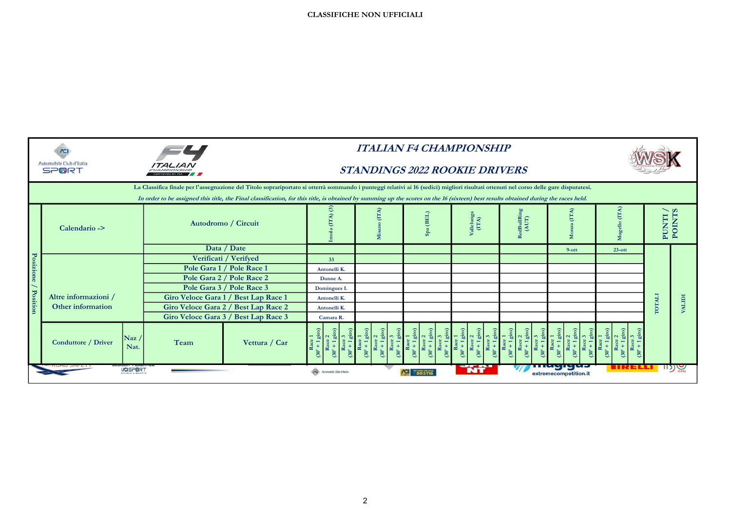CLASSIFICHE NON UFFICIALI

# ITALIAN F4 CHAMPIONSHIP

## STANDINGS 2022 ROOKIE DRIVERS

La Classifica finale per l'assegnazione del Titolo soprariportato si otterrà sommando i punteggi relativi ai 16 (sedici) migliori risultati ottenuti nel corso delle gare disputatesi.

*In order to be assigned this title, the Final classification, for this title, is obtained by summing up the scores on the 16 (sixteen) best results obtained during the races held.*

| Calendario -> | | Autodromo / Circuit | | Imola (ITA) (3) | | | Misano (ITA) | | | Spa (BEL) | | | Vallelunga (ITA) | | | RedBullRing (AUT) | | | Monza (ITA) | | | Mugello (ITA) | | | PUNTI / POINTS | |
|---|---|---|---|---|---|---|---|---|---|---|---|---|---|---|---|---|---|---|---|---|---|---|---|---|---|---|
| | | Data / Date | | | | | | | | | | | | | | | | | 9-ott | | | 23-ott | | | TOTALI | VALIDI |
| Altre informazioni / Other information | | Verificati / Verifyed | | 33 | | | | | | | | | | | | | | | | | | | | | | |
| | | Pole Gara 1 / Pole Race 1 | | Antonelli K. | | | | | | | | | | | | | | | | | | | | | | |
| | | Pole Gara 2 / Pole Race 2 | | Dunne A. | | | | | | | | | | | | | | | | | | | | | | |
| | | Pole Gara 3 / Pole Race 3 | | Domingues I. | | | | | | | | | | | | | | | | | | | | | | |
| | | Giro Veloce Gara 1 / Best Lap Race 1 | | Antonelli K. | | | | | | | | | | | | | | | | | | | | | | |
| | | Giro Veloce Gara 2 / Best Lap Race 2 | | Antonelli K. | | | | | | | | | | | | | | | | | | | | | | |
| | | Giro Veloce Gara 3 / Best Lap Race 3 | | Camara R. | | | | | | | | | | | | | | | | | | | | | | |
| Conduttore / Driver | Naz / Nat. | Team | Vettura / Car | Race 1 (30' + 1 giro) | Race 2 (30' + 1 giro) | Race 3 (30' + 1 giro) | Race 1 (30' + 1 giro) | Race 2 (30' + 1 giro) | Race 3 (30' + 1 giro) | Race 1 (30' + 1 giro) | Race 2 (30' + 1 giro) | Race 3 (30' + 1 giro) | Race 1 (30' + 1 giro) | Race 2 (30' + 1 giro) | Race 3 (30' + 1 giro) | Race 1 (30' + 1 giro) | Race 2 (30' + 1 giro) | Race 3 (30' + 1 giro) | Race 1 (30' + 1 giro) | Race 2 (30' + 1 giro) | Race 3 (30' + 1 giro) | Race 1 (30' + 1 giro) | Race 2 (30' + 1 giro) | Race 3 (30' + 1 giro) | | |

Posizione / Position